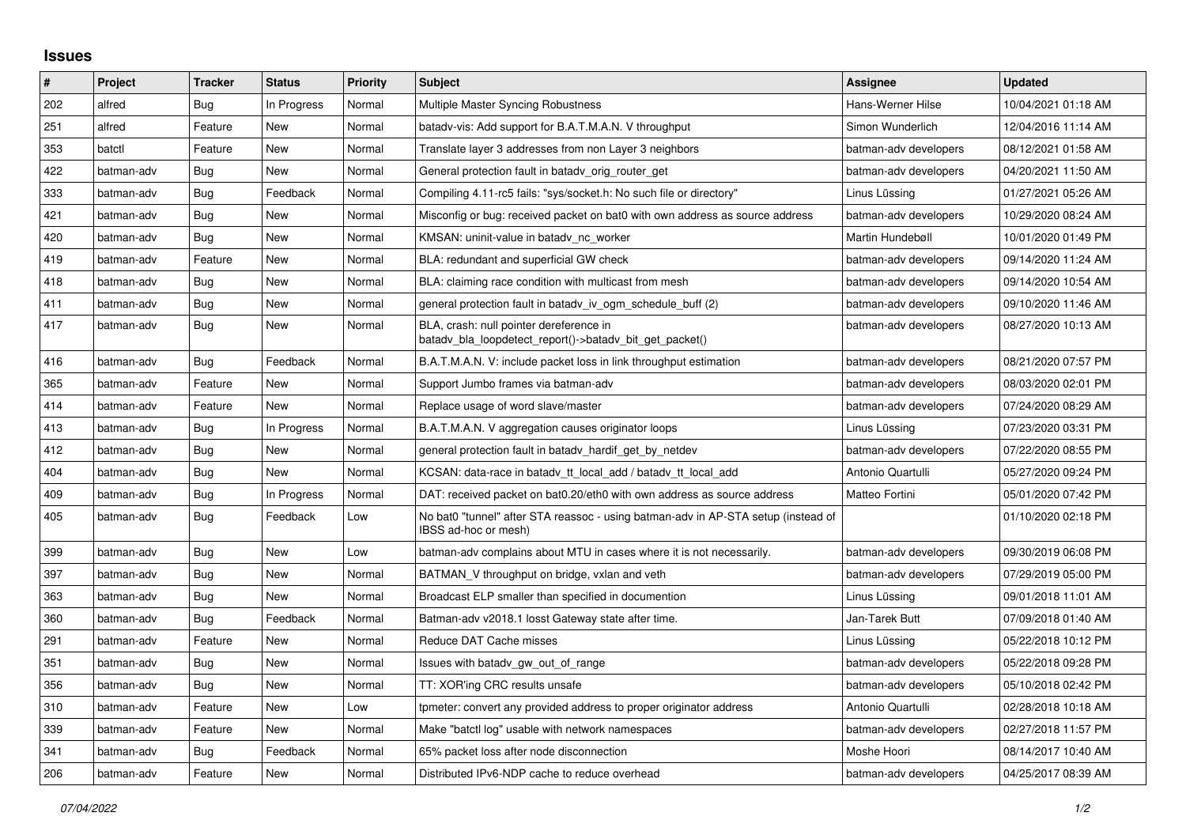# Issues

| # | Project | Tracker | Status | Priority | Subject | Assignee | Updated |
|---|---|---|---|---|---|---|---|
| 202 | alfred | Bug | In Progress | Normal | Multiple Master Syncing Robustness | Hans-Werner Hilse | 10/04/2021 01:18 AM |
| 251 | alfred | Feature | New | Normal | batadv-vis: Add support for B.A.T.M.A.N. V throughput | Simon Wunderlich | 12/04/2016 11:14 AM |
| 353 | batctl | Feature | New | Normal | Translate layer 3 addresses from non Layer 3 neighbors | batman-adv developers | 08/12/2021 01:58 AM |
| 422 | batman-adv | Bug | New | Normal | General protection fault in batadv_orig_router_get | batman-adv developers | 04/20/2021 11:50 AM |
| 333 | batman-adv | Bug | Feedback | Normal | Compiling 4.11-rc5 fails: "sys/socket.h: No such file or directory" | Linus Lüssing | 01/27/2021 05:26 AM |
| 421 | batman-adv | Bug | New | Normal | Misconfig or bug: received packet on bat0 with own address as source address | batman-adv developers | 10/29/2020 08:24 AM |
| 420 | batman-adv | Bug | New | Normal | KMSAN: uninit-value in batadv_nc_worker | Martin Hundebøll | 10/01/2020 01:49 PM |
| 419 | batman-adv | Feature | New | Normal | BLA: redundant and superficial GW check | batman-adv developers | 09/14/2020 11:24 AM |
| 418 | batman-adv | Bug | New | Normal | BLA: claiming race condition with multicast from mesh | batman-adv developers | 09/14/2020 10:54 AM |
| 411 | batman-adv | Bug | New | Normal | general protection fault in batadv_iv_ogm_schedule_buff (2) | batman-adv developers | 09/10/2020 11:46 AM |
| 417 | batman-adv | Bug | New | Normal | BLA, crash: null pointer dereference in batadv_bla_loopdetect_report()->batadv_bit_get_packet() | batman-adv developers | 08/27/2020 10:13 AM |
| 416 | batman-adv | Bug | Feedback | Normal | B.A.T.M.A.N. V: include packet loss in link throughput estimation | batman-adv developers | 08/21/2020 07:57 PM |
| 365 | batman-adv | Feature | New | Normal | Support Jumbo frames via batman-adv | batman-adv developers | 08/03/2020 02:01 PM |
| 414 | batman-adv | Feature | New | Normal | Replace usage of word slave/master | batman-adv developers | 07/24/2020 08:29 AM |
| 413 | batman-adv | Bug | In Progress | Normal | B.A.T.M.A.N. V aggregation causes originator loops | Linus Lüssing | 07/23/2020 03:31 PM |
| 412 | batman-adv | Bug | New | Normal | general protection fault in batadv_hardif_get_by_netdev | batman-adv developers | 07/22/2020 08:55 PM |
| 404 | batman-adv | Bug | New | Normal | KCSAN: data-race in batadv_tt_local_add / batadv_tt_local_add | Antonio Quartulli | 05/27/2020 09:24 PM |
| 409 | batman-adv | Bug | In Progress | Normal | DAT: received packet on bat0.20/eth0 with own address as source address | Matteo Fortini | 05/01/2020 07:42 PM |
| 405 | batman-adv | Bug | Feedback | Low | No bat0 "tunnel" after STA reassoc - using batman-adv in AP-STA setup (instead of IBSS ad-hoc or mesh) | | 01/10/2020 02:18 PM |
| 399 | batman-adv | Bug | New | Low | batman-adv complains about MTU in cases where it is not necessarily. | batman-adv developers | 09/30/2019 06:08 PM |
| 397 | batman-adv | Bug | New | Normal | BATMAN_V throughput on bridge, vxlan and veth | batman-adv developers | 07/29/2019 05:00 PM |
| 363 | batman-adv | Bug | New | Normal | Broadcast ELP smaller than specified in documention | Linus Lüssing | 09/01/2018 11:01 AM |
| 360 | batman-adv | Bug | Feedback | Normal | Batman-adv v2018.1 losst Gateway state after time. | Jan-Tarek Butt | 07/09/2018 01:40 AM |
| 291 | batman-adv | Feature | New | Normal | Reduce DAT Cache misses | Linus Lüssing | 05/22/2018 10:12 PM |
| 351 | batman-adv | Bug | New | Normal | Issues with batadv_gw_out_of_range | batman-adv developers | 05/22/2018 09:28 PM |
| 356 | batman-adv | Bug | New | Normal | TT: XOR'ing CRC results unsafe | batman-adv developers | 05/10/2018 02:42 PM |
| 310 | batman-adv | Feature | New | Low | tpmeter: convert any provided address to proper originator address | Antonio Quartulli | 02/28/2018 10:18 AM |
| 339 | batman-adv | Feature | New | Normal | Make "batctl log" usable with network namespaces | batman-adv developers | 02/27/2018 11:57 PM |
| 341 | batman-adv | Bug | Feedback | Normal | 65% packet loss after node disconnection | Moshe Hoori | 08/14/2017 10:40 AM |
| 206 | batman-adv | Feature | New | Normal | Distributed IPv6-NDP cache to reduce overhead | batman-adv developers | 04/25/2017 08:39 AM |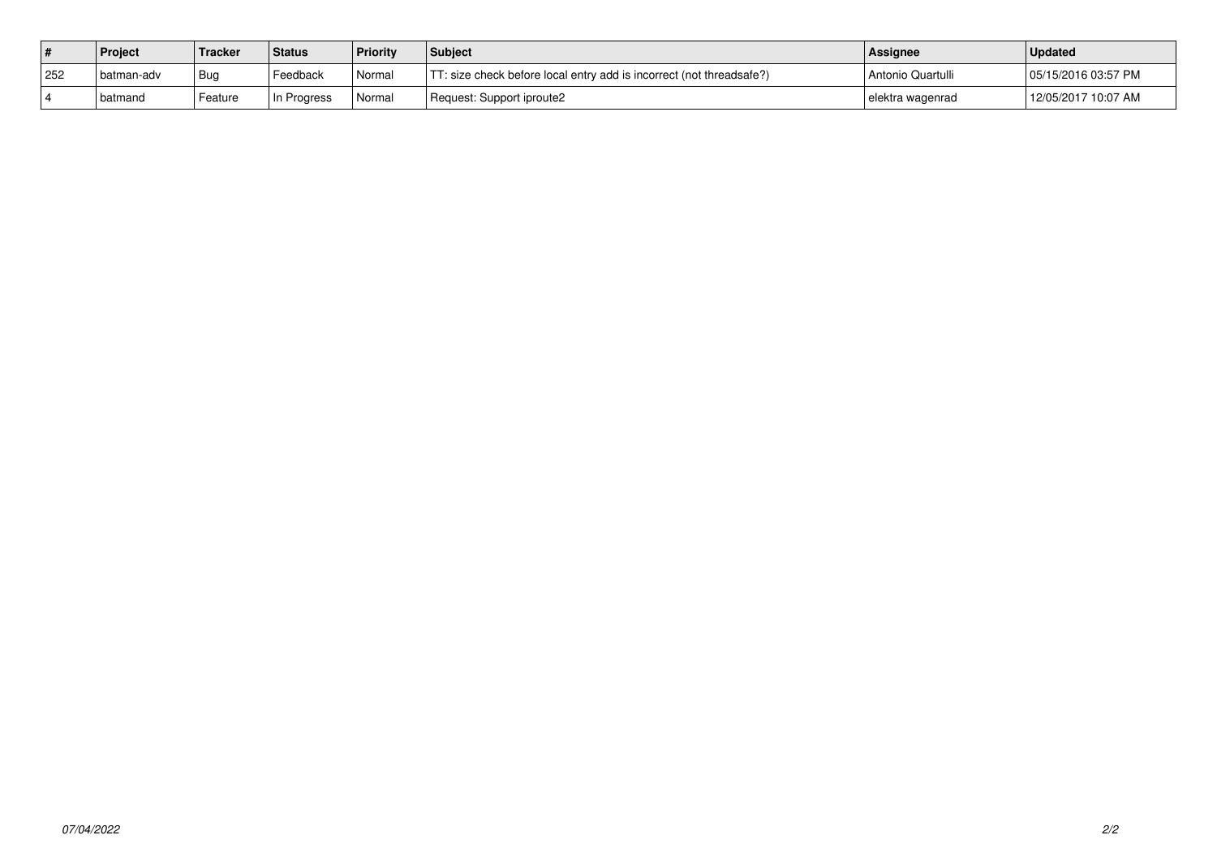| # | Project | Tracker | Status | Priority | Subject | Assignee | Updated |
|---|---|---|---|---|---|---|---|
| 252 | batman-adv | Bug | Feedback | Normal | TT: size check before local entry add is incorrect (not threadsafe?) | Antonio Quartulli | 05/15/2016 03:57 PM |
| 4 | batmand | Feature | In Progress | Normal | Request: Support iproute2 | elektra wagenrad | 12/05/2017 10:07 AM |